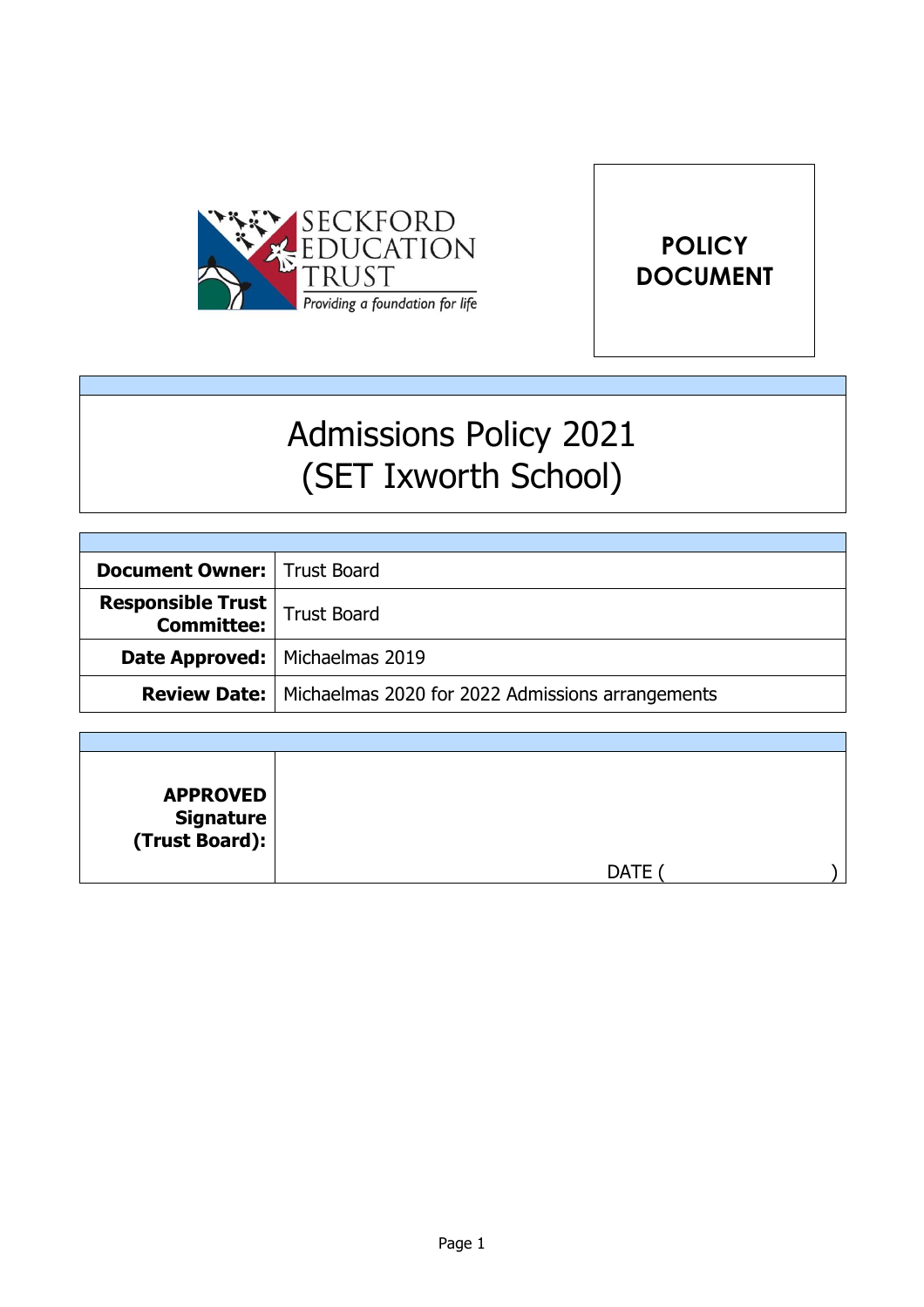SECKFORD EDUCATION TRUST

*Providing a foundation for life*

**POLICY DOCUMENT**

# Admissions Policy 2021 (SET Ixworth School)

| | |
|---|---|
| **Document Owner:** | Trust Board |
| **Responsible Trust Committee:** | Trust Board |
| **Date Approved:** | Michaelmas 2019 |
| **Review Date:** | Michaelmas 2020 for 2022 Admissions arrangements |

| | |
|---|---|
| **APPROVED Signature (Trust Board):** | DATE (                    ) |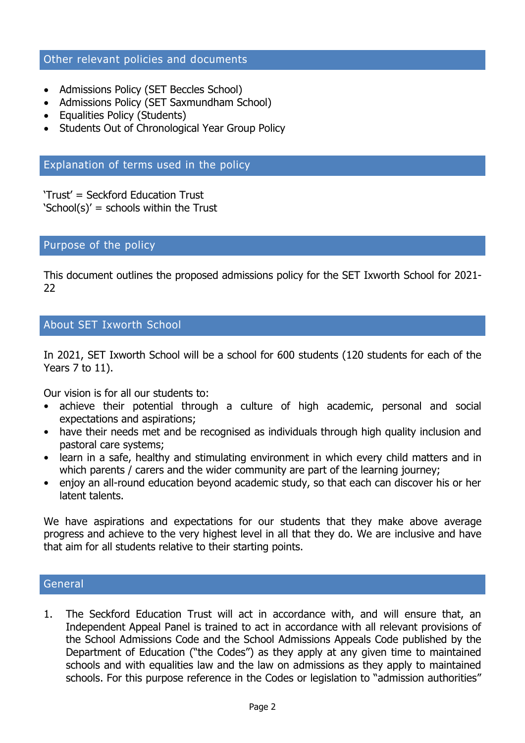## Other relevant policies and documents

- Admissions Policy (SET Beccles School)
- Admissions Policy (SET Saxmundham School)
- Equalities Policy (Students)
- Students Out of Chronological Year Group Policy

## Explanation of terms used in the policy

'Trust' = Seckford Education Trust
'School(s)' = schools within the Trust

## Purpose of the policy

This document outlines the proposed admissions policy for the SET Ixworth School for 2021-22

## About SET Ixworth School

In 2021, SET Ixworth School will be a school for 600 students (120 students for each of the Years 7 to 11).

Our vision is for all our students to:

- achieve their potential through a culture of high academic, personal and social expectations and aspirations;
- have their needs met and be recognised as individuals through high quality inclusion and pastoral care systems;
- learn in a safe, healthy and stimulating environment in which every child matters and in which parents / carers and the wider community are part of the learning journey;
- enjoy an all-round education beyond academic study, so that each can discover his or her latent talents.

We have aspirations and expectations for our students that they make above average progress and achieve to the very highest level in all that they do. We are inclusive and have that aim for all students relative to their starting points.

## General

1. The Seckford Education Trust will act in accordance with, and will ensure that, an Independent Appeal Panel is trained to act in accordance with all relevant provisions of the School Admissions Code and the School Admissions Appeals Code published by the Department of Education ("the Codes") as they apply at any given time to maintained schools and with equalities law and the law on admissions as they apply to maintained schools. For this purpose reference in the Codes or legislation to "admission authorities"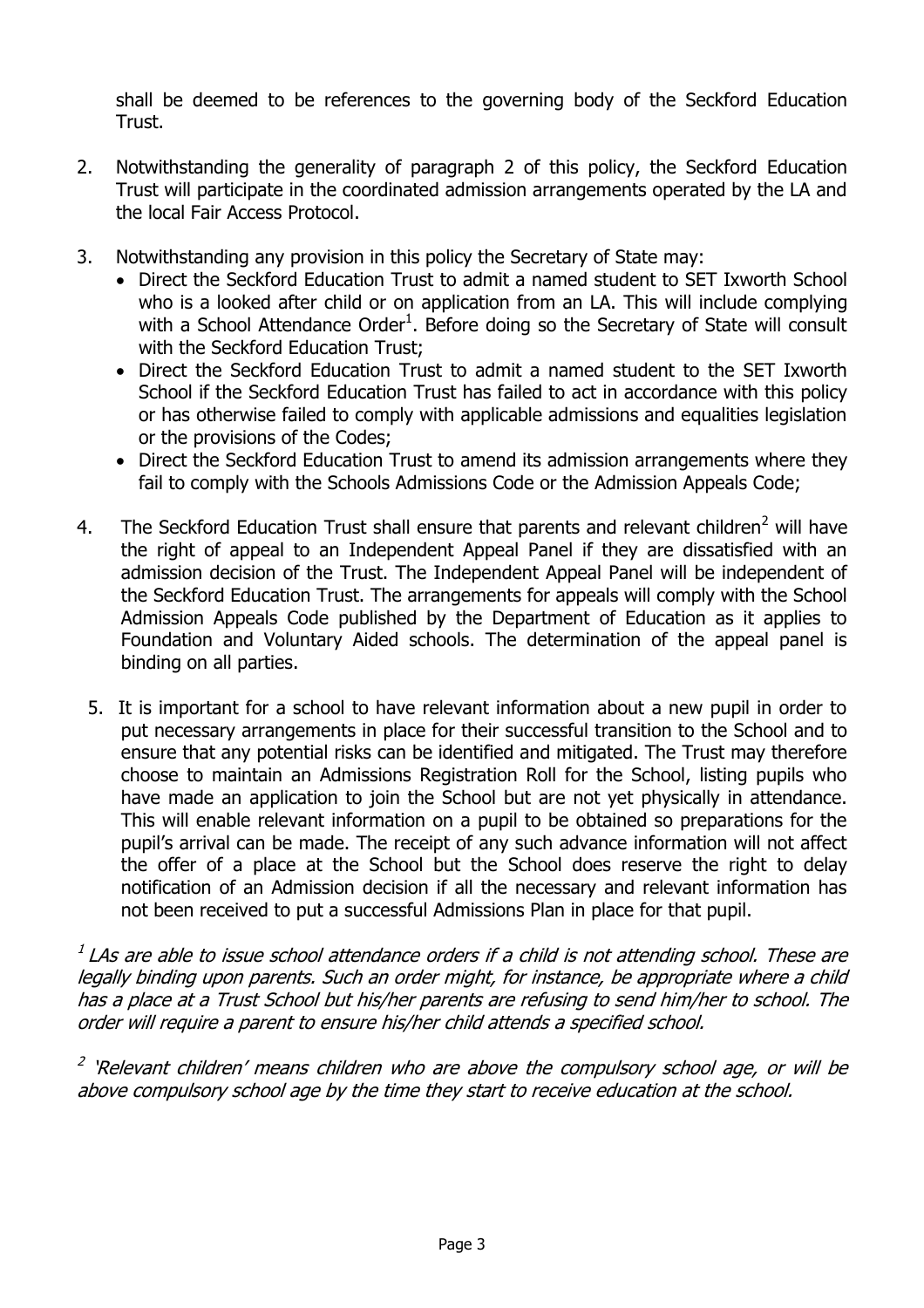shall be deemed to be references to the governing body of the Seckford Education Trust.

2. Notwithstanding the generality of paragraph 2 of this policy, the Seckford Education Trust will participate in the coordinated admission arrangements operated by the LA and the local Fair Access Protocol.

3. Notwithstanding any provision in this policy the Secretary of State may:
   - Direct the Seckford Education Trust to admit a named student to SET Ixworth School who is a looked after child or on application from an LA. This will include complying with a School Attendance Order[1]. Before doing so the Secretary of State will consult with the Seckford Education Trust;
   - Direct the Seckford Education Trust to admit a named student to the SET Ixworth School if the Seckford Education Trust has failed to act in accordance with this policy or has otherwise failed to comply with applicable admissions and equalities legislation or the provisions of the Codes;
   - Direct the Seckford Education Trust to amend its admission arrangements where they fail to comply with the Schools Admissions Code or the Admission Appeals Code;

4. The Seckford Education Trust shall ensure that parents and relevant children[2] will have the right of appeal to an Independent Appeal Panel if they are dissatisfied with an admission decision of the Trust. The Independent Appeal Panel will be independent of the Seckford Education Trust. The arrangements for appeals will comply with the School Admission Appeals Code published by the Department of Education as it applies to Foundation and Voluntary Aided schools. The determination of the appeal panel is binding on all parties.

5. It is important for a school to have relevant information about a new pupil in order to put necessary arrangements in place for their successful transition to the School and to ensure that any potential risks can be identified and mitigated. The Trust may therefore choose to maintain an Admissions Registration Roll for the School, listing pupils who have made an application to join the School but are not yet physically in attendance. This will enable relevant information on a pupil to be obtained so preparations for the pupil's arrival can be made. The receipt of any such advance information will not affect the offer of a place at the School but the School does reserve the right to delay notification of an Admission decision if all the necessary and relevant information has not been received to put a successful Admissions Plan in place for that pupil.

*[1] LAs are able to issue school attendance orders if a child is not attending school. These are legally binding upon parents. Such an order might, for instance, be appropriate where a child has a place at a Trust School but his/her parents are refusing to send him/her to school. The order will require a parent to ensure his/her child attends a specified school.*

*[2] 'Relevant children' means children who are above the compulsory school age, or will be above compulsory school age by the time they start to receive education at the school.*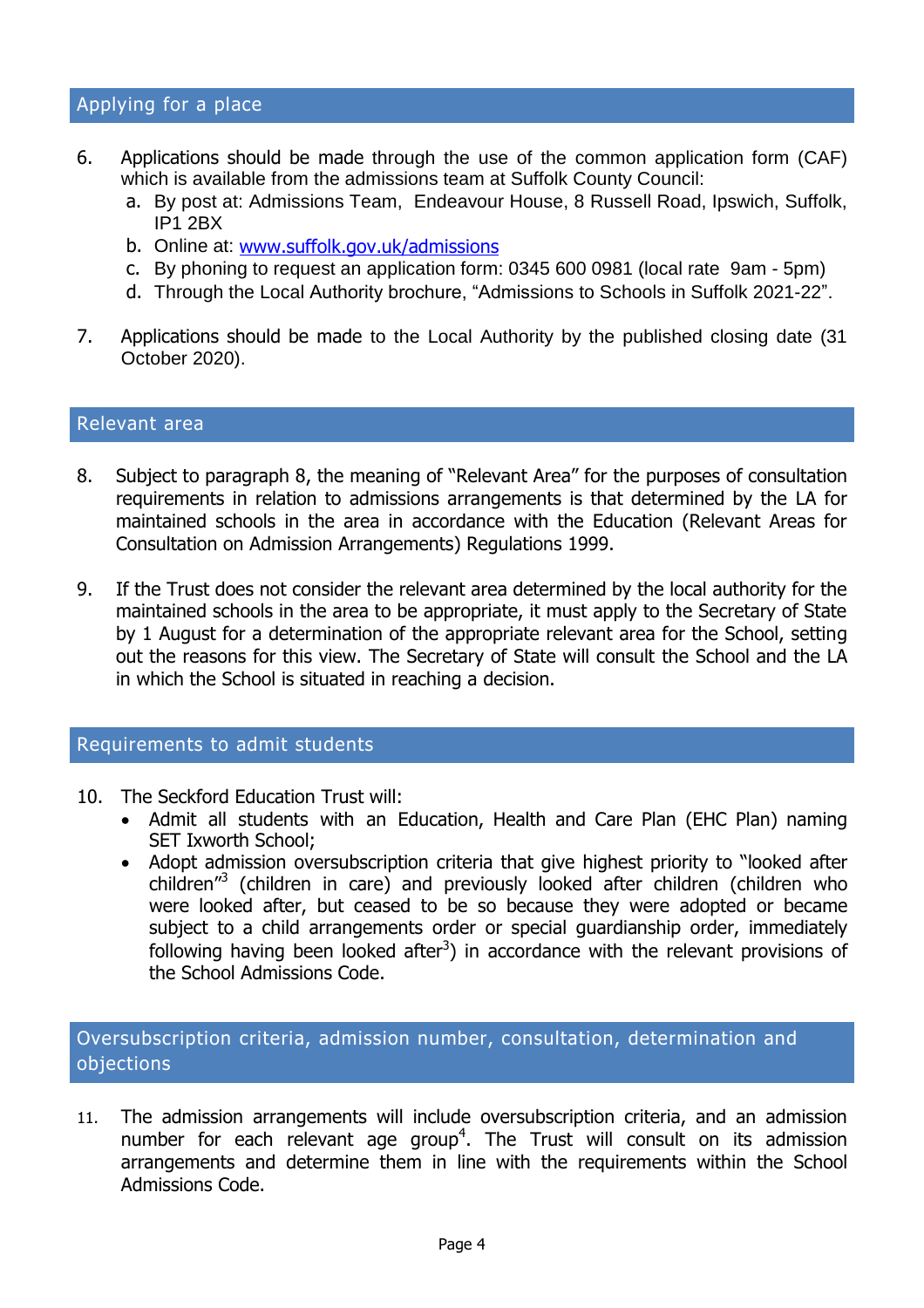## Applying for a place

6. Applications should be made through the use of the common application form (CAF) which is available from the admissions team at Suffolk County Council:
   a. By post at: Admissions Team, Endeavour House, 8 Russell Road, Ipswich, Suffolk, IP1 2BX
   b. Online at: [www.suffolk.gov.uk/admissions](http://www.suffolk.gov.uk/admissions)
   c. By phoning to request an application form: 0345 600 0981 (local rate 9am - 5pm)
   d. Through the Local Authority brochure, "Admissions to Schools in Suffolk 2021-22".

7. Applications should be made to the Local Authority by the published closing date (31 October 2020).

## Relevant area

8. Subject to paragraph 8, the meaning of "Relevant Area" for the purposes of consultation requirements in relation to admissions arrangements is that determined by the LA for maintained schools in the area in accordance with the Education (Relevant Areas for Consultation on Admission Arrangements) Regulations 1999.

9. If the Trust does not consider the relevant area determined by the local authority for the maintained schools in the area to be appropriate, it must apply to the Secretary of State by 1 August for a determination of the appropriate relevant area for the School, setting out the reasons for this view. The Secretary of State will consult the School and the LA in which the School is situated in reaching a decision.

## Requirements to admit students

10. The Seckford Education Trust will:
    - Admit all students with an Education, Health and Care Plan (EHC Plan) naming SET Ixworth School;
    - Adopt admission oversubscription criteria that give highest priority to "looked after children"[3] (children in care) and previously looked after children (children who were looked after, but ceased to be so because they were adopted or became subject to a child arrangements order or special guardianship order, immediately following having been looked after[3]) in accordance with the relevant provisions of the School Admissions Code.

## Oversubscription criteria, admission number, consultation, determination and objections

11. The admission arrangements will include oversubscription criteria, and an admission number for each relevant age group[4]. The Trust will consult on its admission arrangements and determine them in line with the requirements within the School Admissions Code.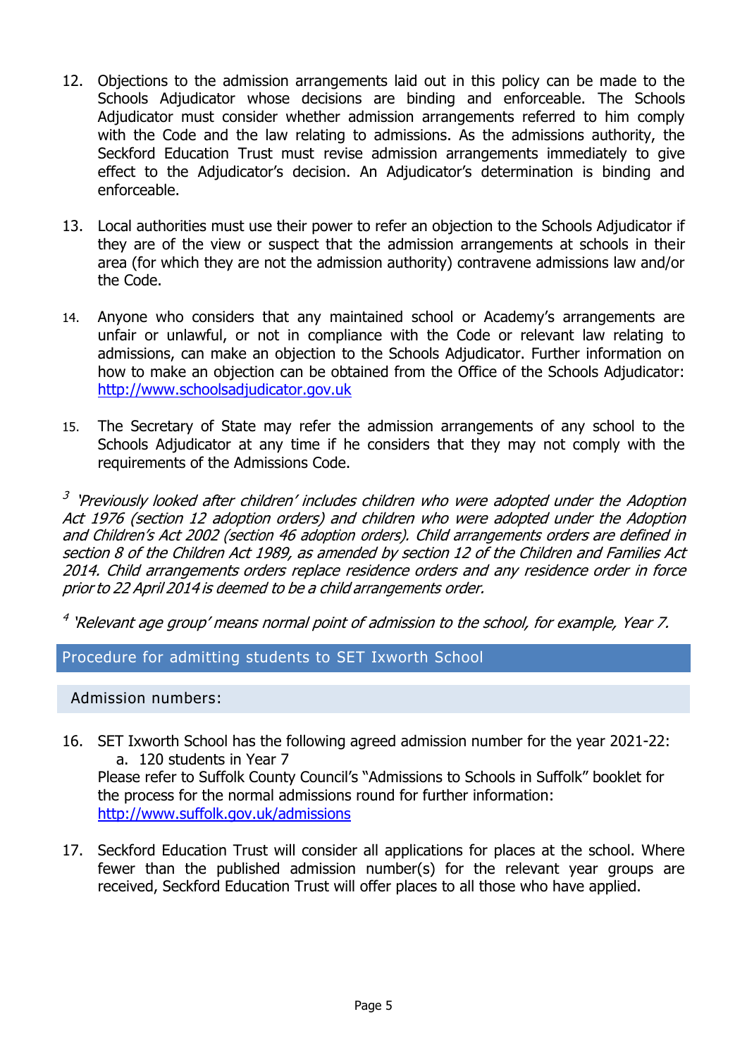12. Objections to the admission arrangements laid out in this policy can be made to the Schools Adjudicator whose decisions are binding and enforceable. The Schools Adjudicator must consider whether admission arrangements referred to him comply with the Code and the law relating to admissions. As the admissions authority, the Seckford Education Trust must revise admission arrangements immediately to give effect to the Adjudicator's decision. An Adjudicator's determination is binding and enforceable.

13. Local authorities must use their power to refer an objection to the Schools Adjudicator if they are of the view or suspect that the admission arrangements at schools in their area (for which they are not the admission authority) contravene admissions law and/or the Code.

14. Anyone who considers that any maintained school or Academy's arrangements are unfair or unlawful, or not in compliance with the Code or relevant law relating to admissions, can make an objection to the Schools Adjudicator. Further information on how to make an objection can be obtained from the Office of the Schools Adjudicator: [http://www.schoolsadjudicator.gov.uk](http://www.schoolsadjudicator.gov.uk)

15. The Secretary of State may refer the admission arrangements of any school to the Schools Adjudicator at any time if he considers that they may not comply with the requirements of the Admissions Code.

[3] *'Previously looked after children' includes children who were adopted under the Adoption Act 1976 (section 12 adoption orders) and children who were adopted under the Adoption and Children's Act 2002 (section 46 adoption orders). Child arrangements orders are defined in section 8 of the Children Act 1989, as amended by section 12 of the Children and Families Act 2014. Child arrangements orders replace residence orders and any residence order in force prior to 22 April 2014 is deemed to be a child arrangements order.*

[4] *'Relevant age group' means normal point of admission to the school, for example, Year 7.*

## Procedure for admitting students to SET Ixworth School

### Admission numbers:

16. SET Ixworth School has the following agreed admission number for the year 2021-22:
    a. 120 students in Year 7

    Please refer to Suffolk County Council's "Admissions to Schools in Suffolk" booklet for the process for the normal admissions round for further information: [http://www.suffolk.gov.uk/admissions](http://www.suffolk.gov.uk/admissions)

17. Seckford Education Trust will consider all applications for places at the school. Where fewer than the published admission number(s) for the relevant year groups are received, Seckford Education Trust will offer places to all those who have applied.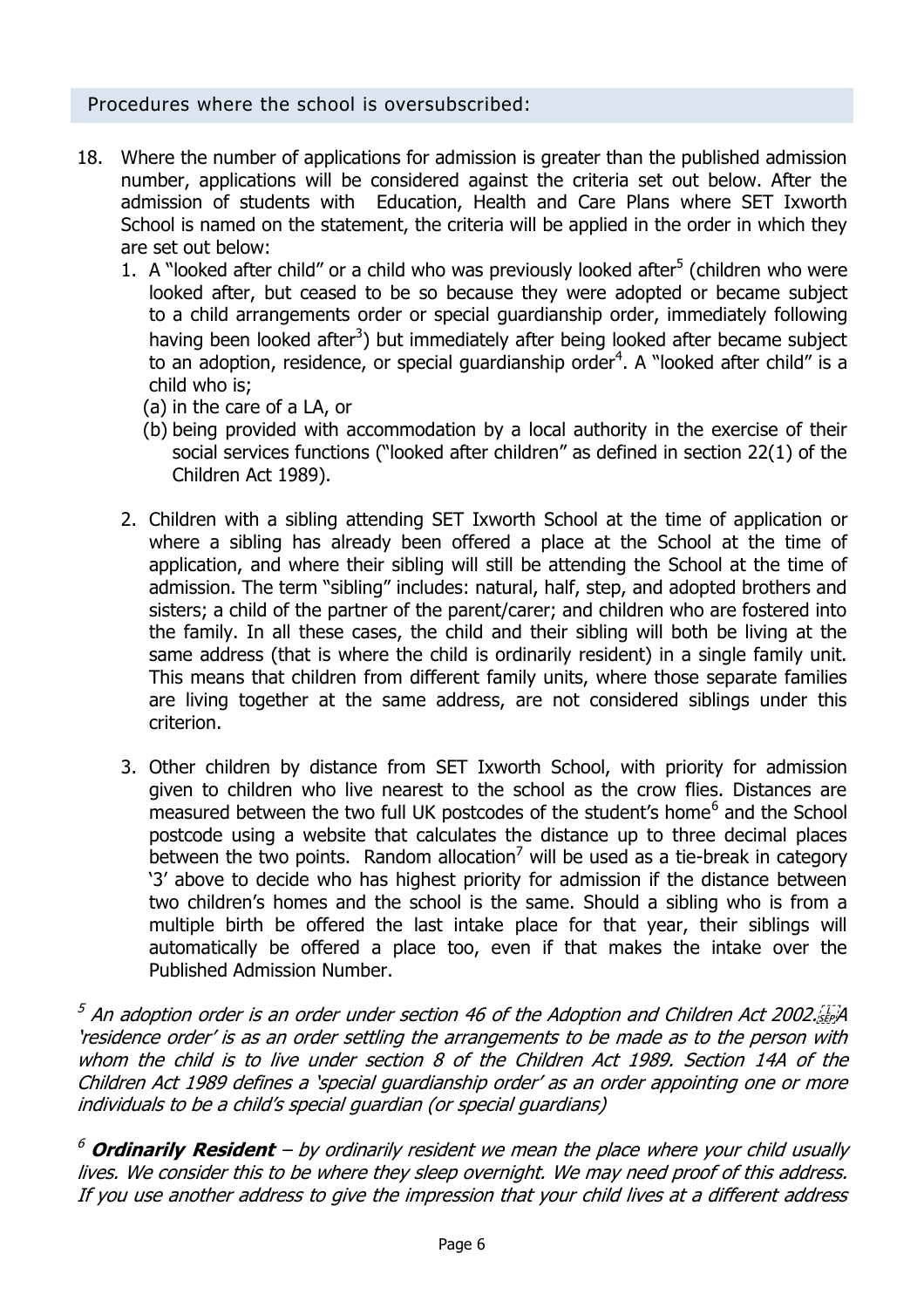## Procedures where the school is oversubscribed:

18. Where the number of applications for admission is greater than the published admission number, applications will be considered against the criteria set out below. After the admission of students with Education, Health and Care Plans where SET Ixworth School is named on the statement, the criteria will be applied in the order in which they are set out below:
    1. A "looked after child" or a child who was previously looked after[5] (children who were looked after, but ceased to be so because they were adopted or became subject to a child arrangements order or special guardianship order, immediately following having been looked after[3]) but immediately after being looked after became subject to an adoption, residence, or special guardianship order[4]. A "looked after child" is a child who is;
       (a) in the care of a LA, or
       (b) being provided with accommodation by a local authority in the exercise of their social services functions ("looked after children" as defined in section 22(1) of the Children Act 1989).
    2. Children with a sibling attending SET Ixworth School at the time of application or where a sibling has already been offered a place at the School at the time of application, and where their sibling will still be attending the School at the time of admission. The term "sibling" includes: natural, half, step, and adopted brothers and sisters; a child of the partner of the parent/carer; and children who are fostered into the family. In all these cases, the child and their sibling will both be living at the same address (that is where the child is ordinarily resident) in a single family unit. This means that children from different family units, where those separate families are living together at the same address, are not considered siblings under this criterion.
    3. Other children by distance from SET Ixworth School, with priority for admission given to children who live nearest to the school as the crow flies. Distances are measured between the two full UK postcodes of the student's home[6] and the School postcode using a website that calculates the distance up to three decimal places between the two points. Random allocation[7] will be used as a tie-break in category '3' above to decide who has highest priority for admission if the distance between two children's homes and the school is the same. Should a sibling who is from a multiple birth be offered the last intake place for that year, their siblings will automatically be offered a place too, even if that makes the intake over the Published Admission Number.

[5] *An adoption order is an order under section 46 of the Adoption and Children Act 2002. A 'residence order' is as an order settling the arrangements to be made as to the person with whom the child is to live under section 8 of the Children Act 1989. Section 14A of the Children Act 1989 defines a 'special guardianship order' as an order appointing one or more individuals to be a child's special guardian (or special guardians)*

[6] ***Ordinarily Resident** – by ordinarily resident we mean the place where your child usually lives. We consider this to be where they sleep overnight. We may need proof of this address. If you use another address to give the impression that your child lives at a different address*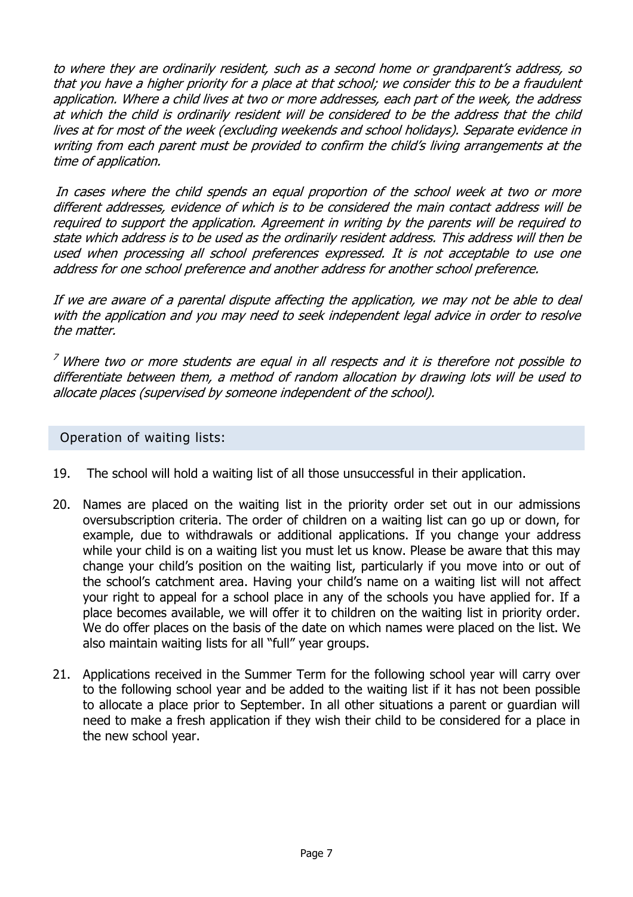*to where they are ordinarily resident, such as a second home or grandparent's address, so that you have a higher priority for a place at that school; we consider this to be a fraudulent application. Where a child lives at two or more addresses, each part of the week, the address at which the child is ordinarily resident will be considered to be the address that the child lives at for most of the week (excluding weekends and school holidays). Separate evidence in writing from each parent must be provided to confirm the child's living arrangements at the time of application.*

*In cases where the child spends an equal proportion of the school week at two or more different addresses, evidence of which is to be considered the main contact address will be required to support the application. Agreement in writing by the parents will be required to state which address is to be used as the ordinarily resident address. This address will then be used when processing all school preferences expressed. It is not acceptable to use one address for one school preference and another address for another school preference.*

*If we are aware of a parental dispute affecting the application, we may not be able to deal with the application and you may need to seek independent legal advice in order to resolve the matter.*

*[7] Where two or more students are equal in all respects and it is therefore not possible to differentiate between them, a method of random allocation by drawing lots will be used to allocate places (supervised by someone independent of the school).*

## Operation of waiting lists:

19. The school will hold a waiting list of all those unsuccessful in their application.

20. Names are placed on the waiting list in the priority order set out in our admissions oversubscription criteria. The order of children on a waiting list can go up or down, for example, due to withdrawals or additional applications. If you change your address while your child is on a waiting list you must let us know. Please be aware that this may change your child's position on the waiting list, particularly if you move into or out of the school's catchment area. Having your child's name on a waiting list will not affect your right to appeal for a school place in any of the schools you have applied for. If a place becomes available, we will offer it to children on the waiting list in priority order. We do offer places on the basis of the date on which names were placed on the list. We also maintain waiting lists for all "full" year groups.

21. Applications received in the Summer Term for the following school year will carry over to the following school year and be added to the waiting list if it has not been possible to allocate a place prior to September. In all other situations a parent or guardian will need to make a fresh application if they wish their child to be considered for a place in the new school year.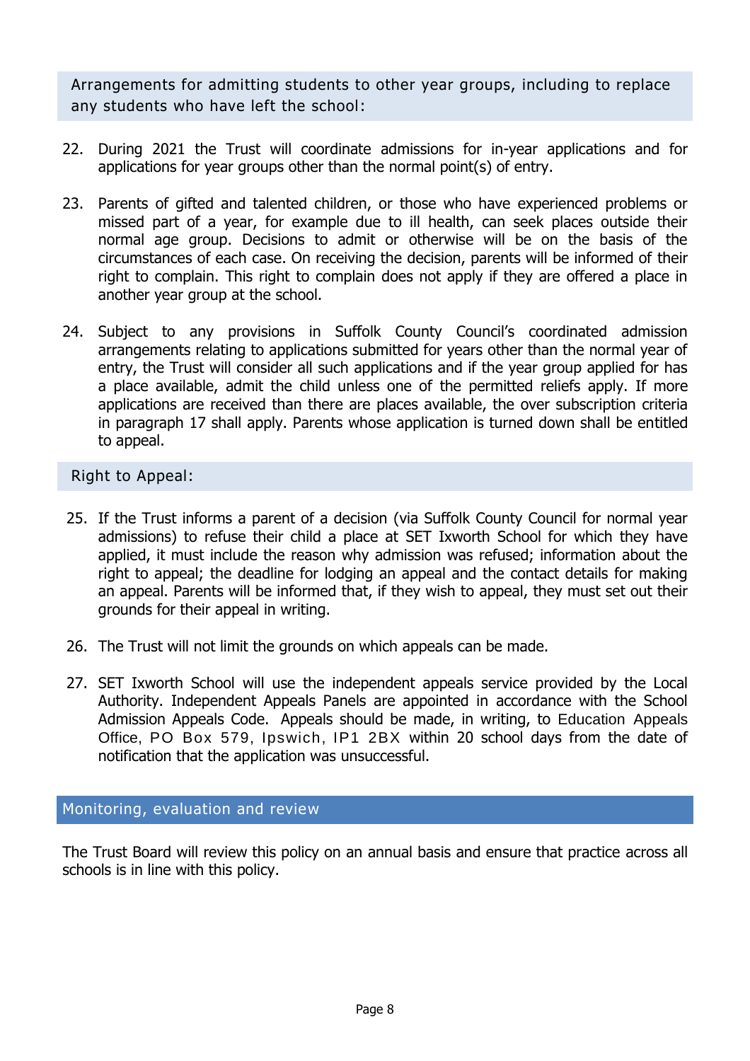### Arrangements for admitting students to other year groups, including to replace any students who have left the school:

22. During 2021 the Trust will coordinate admissions for in-year applications and for applications for year groups other than the normal point(s) of entry.

23. Parents of gifted and talented children, or those who have experienced problems or missed part of a year, for example due to ill health, can seek places outside their normal age group. Decisions to admit or otherwise will be on the basis of the circumstances of each case. On receiving the decision, parents will be informed of their right to complain. This right to complain does not apply if they are offered a place in another year group at the school.

24. Subject to any provisions in Suffolk County Council's coordinated admission arrangements relating to applications submitted for years other than the normal year of entry, the Trust will consider all such applications and if the year group applied for has a place available, admit the child unless one of the permitted reliefs apply. If more applications are received than there are places available, the over subscription criteria in paragraph 17 shall apply. Parents whose application is turned down shall be entitled to appeal.

### Right to Appeal:

25. If the Trust informs a parent of a decision (via Suffolk County Council for normal year admissions) to refuse their child a place at SET Ixworth School for which they have applied, it must include the reason why admission was refused; information about the right to appeal; the deadline for lodging an appeal and the contact details for making an appeal. Parents will be informed that, if they wish to appeal, they must set out their grounds for their appeal in writing.

26. The Trust will not limit the grounds on which appeals can be made.

27. SET Ixworth School will use the independent appeals service provided by the Local Authority. Independent Appeals Panels are appointed in accordance with the School Admission Appeals Code. Appeals should be made, in writing, to Education Appeals Office, PO Box 579, Ipswich, IP1 2BX within 20 school days from the date of notification that the application was unsuccessful.

## Monitoring, evaluation and review

The Trust Board will review this policy on an annual basis and ensure that practice across all schools is in line with this policy.